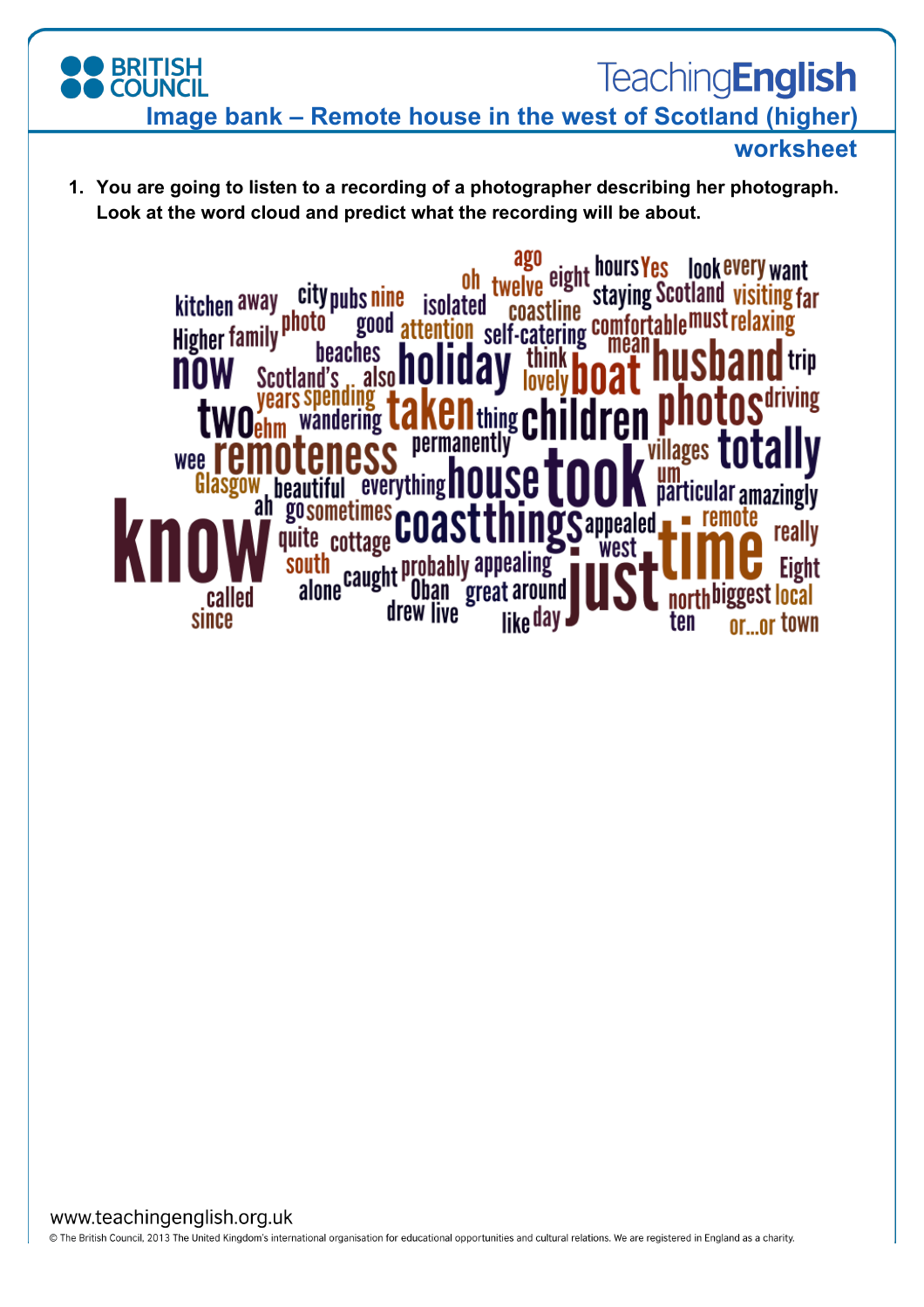# Image bank – Remote house in the west of Scotland (higher)

## worksheet

1. **You are going to listen to a recording of a photographer describing her photograph. Look at the word cloud and predict what the recording will be about.**

ago kitchen away city pubs nine oh twelve eight hours Yes look every want isolated coastline staying Scotland visiting far Higher family photo good attention self-catering comfortable must relaxing beaches think mean now Scotland's also holiday lovely boat husband trip two years spending taken thing children photos driving ehm wandering permanently wee remoteness villages totally Glasgow beautiful everything house took um particular amazingly know ah go sometimes coast things appealed remote really quite cottage west time south probably appealing Eight called alone caught Oban great around just north biggest local since drew live like day ten or...or town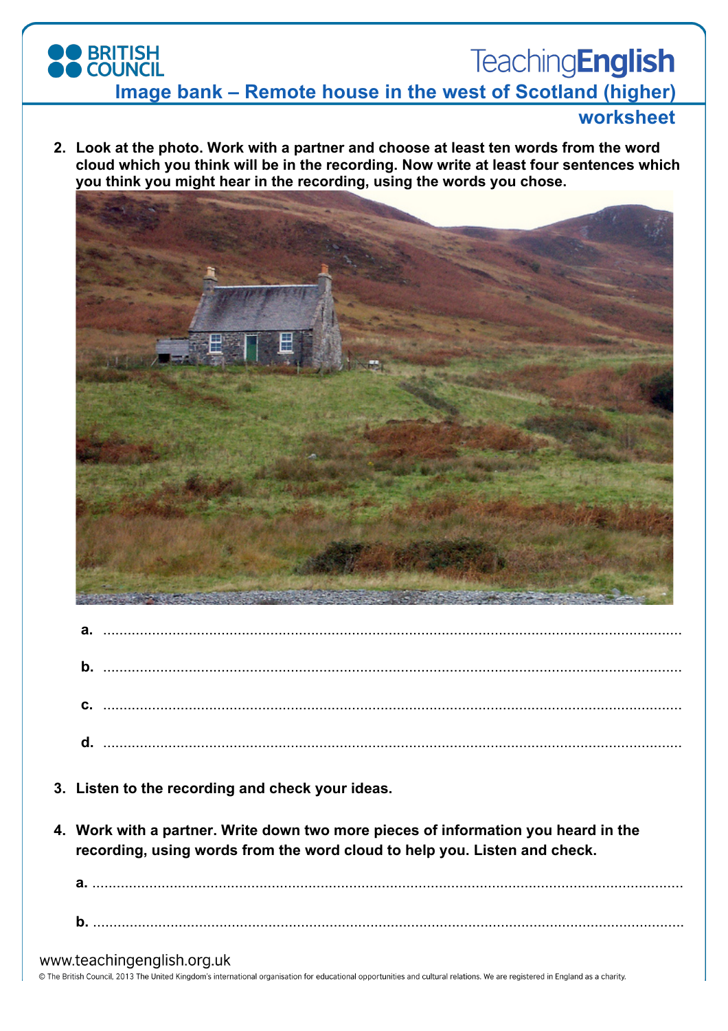2. **Look at the photo. Work with a partner and choose at least ten words from the word cloud which you think will be in the recording. Now write at least four sentences which you think you might hear in the recording, using the words you chose.**

   a. ..............................................................................................................................

   b. ..............................................................................................................................

   c. ..............................................................................................................................

   d. ..............................................................................................................................

3. **Listen to the recording and check your ideas.**

4. **Work with a partner. Write down two more pieces of information you heard in the recording, using words from the word cloud to help you. Listen and check.**

   a. ..............................................................................................................................

   b. ..............................................................................................................................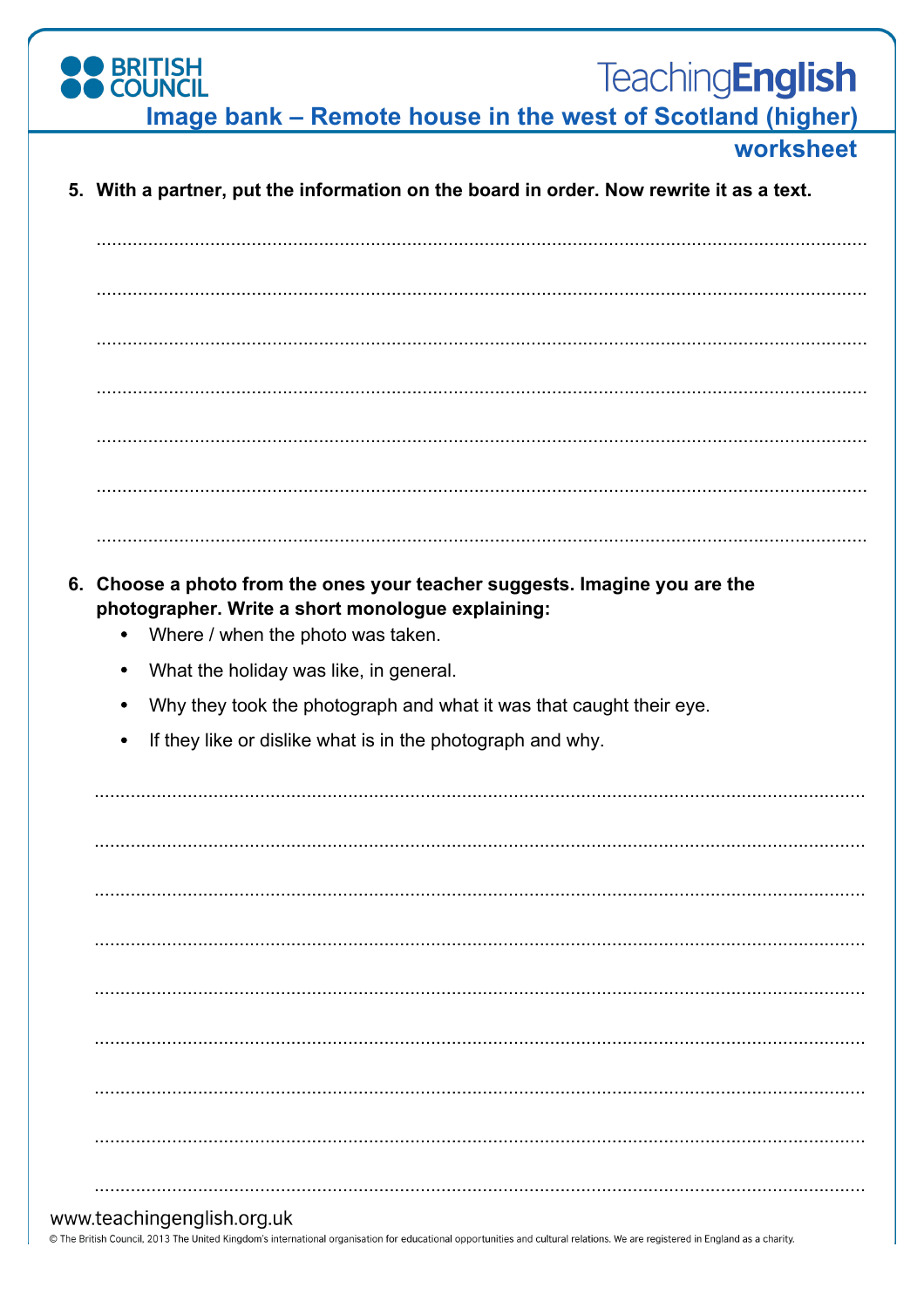5. **With a partner, put the information on the board in order. Now rewrite it as a text.**

....................................................................................................................................................

....................................................................................................................................................

....................................................................................................................................................

....................................................................................................................................................

....................................................................................................................................................

....................................................................................................................................................

....................................................................................................................................................

6. **Choose a photo from the ones your teacher suggests. Imagine you are the photographer. Write a short monologue explaining:**
   - Where / when the photo was taken.
   - What the holiday was like, in general.
   - Why they took the photograph and what it was that caught their eye.
   - If they like or dislike what is in the photograph and why.

....................................................................................................................................................

....................................................................................................................................................

....................................................................................................................................................

....................................................................................................................................................

....................................................................................................................................................

....................................................................................................................................................

....................................................................................................................................................

....................................................................................................................................................

....................................................................................................................................................